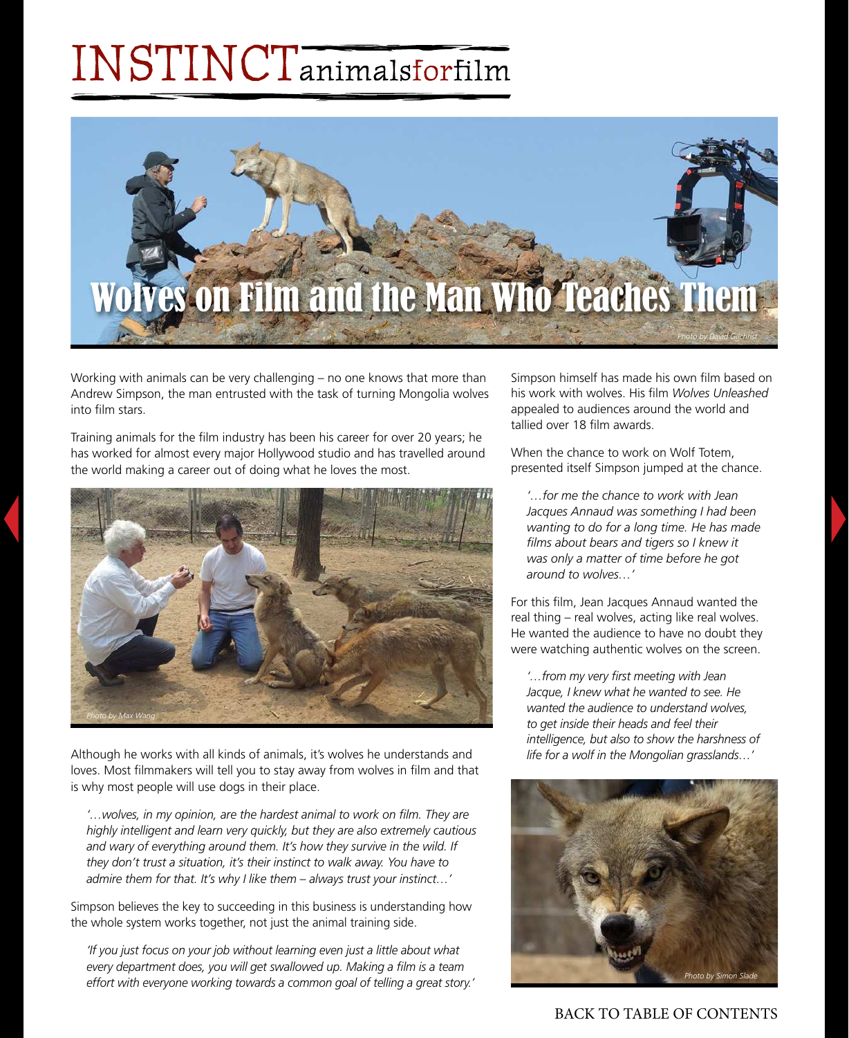# INSTINCT animalsforfilm

## Wolves on Film and the Man Who Teaches Them

Photo by David Gilchrist

Working with animals can be very challenging – no one knows that more than Andrew Simpson, the man entrusted with the task of turning Mongolia wolves into film stars.

Training animals for the film industry has been his career for over 20 years; he has worked for almost every major Hollywood studio and has travelled around the world making a career out of doing what he loves the most.

Photo by Max Wang

Although he works with all kinds of animals, it's wolves he understands and loves. Most filmmakers will tell you to stay away from wolves in film and that is why most people will use dogs in their place.

> *'…wolves, in my opinion, are the hardest animal to work on film. They are highly intelligent and learn very quickly, but they are also extremely cautious and wary of everything around them. It's how they survive in the wild. If they don't trust a situation, it's their instinct to walk away. You have to admire them for that. It's why I like them – always trust your instinct…'*

Simpson believes the key to succeeding in this business is understanding how the whole system works together, not just the animal training side.

> *'If you just focus on your job without learning even just a little about what every department does, you will get swallowed up. Making a film is a team effort with everyone working towards a common goal of telling a great story.'*

Simpson himself has made his own film based on his work with wolves. His film *Wolves Unleashed* appealed to audiences around the world and tallied over 18 film awards.

When the chance to work on Wolf Totem, presented itself Simpson jumped at the chance.

> *'…for me the chance to work with Jean Jacques Annaud was something I had been wanting to do for a long time. He has made films about bears and tigers so I knew it was only a matter of time before he got around to wolves…'*

For this film, Jean Jacques Annaud wanted the real thing – real wolves, acting like real wolves. He wanted the audience to have no doubt they were watching authentic wolves on the screen.

> *'…from my very first meeting with Jean Jacque, I knew what he wanted to see. He wanted the audience to understand wolves, to get inside their heads and feel their intelligence, but also to show the harshness of life for a wolf in the Mongolian grasslands…'*

Photo by Simon Slade

BACK TO TABLE OF CONTENTS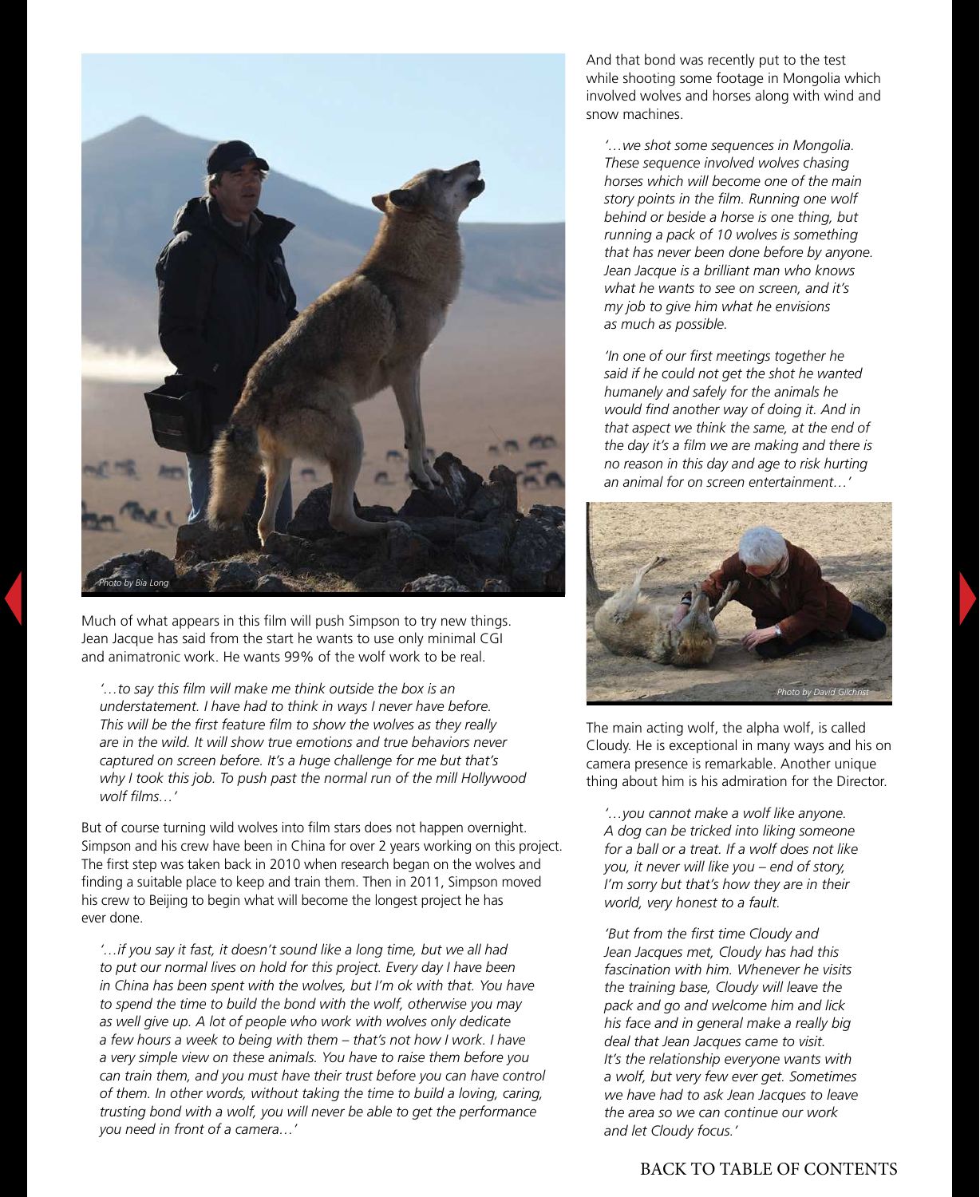Photo by Bia Long

Much of what appears in this film will push Simpson to try new things. Jean Jacque has said from the start he wants to use only minimal CGI and animatronic work. He wants 99% of the wolf work to be real.

*'…to say this film will make me think outside the box is an understatement. I have had to think in ways I never have before. This will be the first feature film to show the wolves as they really are in the wild. It will show true emotions and true behaviors never captured on screen before. It's a huge challenge for me but that's why I took this job. To push past the normal run of the mill Hollywood wolf films…'*

But of course turning wild wolves into film stars does not happen overnight. Simpson and his crew have been in China for over 2 years working on this project. The first step was taken back in 2010 when research began on the wolves and finding a suitable place to keep and train them. Then in 2011, Simpson moved his crew to Beijing to begin what will become the longest project he has ever done.

*'…if you say it fast, it doesn't sound like a long time, but we all had to put our normal lives on hold for this project. Every day I have been in China has been spent with the wolves, but I'm ok with that. You have to spend the time to build the bond with the wolf, otherwise you may as well give up. A lot of people who work with wolves only dedicate a few hours a week to being with them – that's not how I work. I have a very simple view on these animals. You have to raise them before you can train them, and you must have their trust before you can have control of them. In other words, without taking the time to build a loving, caring, trusting bond with a wolf, you will never be able to get the performance you need in front of a camera…'*

And that bond was recently put to the test while shooting some footage in Mongolia which involved wolves and horses along with wind and snow machines.

*'…we shot some sequences in Mongolia. These sequence involved wolves chasing horses which will become one of the main story points in the film. Running one wolf behind or beside a horse is one thing, but running a pack of 10 wolves is something that has never been done before by anyone. Jean Jacque is a brilliant man who knows what he wants to see on screen, and it's my job to give him what he envisions as much as possible.*

*'In one of our first meetings together he said if he could not get the shot he wanted humanely and safely for the animals he would find another way of doing it. And in that aspect we think the same, at the end of the day it's a film we are making and there is no reason in this day and age to risk hurting an animal for on screen entertainment…'*

Photo by David Gilchrist

The main acting wolf, the alpha wolf, is called Cloudy. He is exceptional in many ways and his on camera presence is remarkable. Another unique thing about him is his admiration for the Director.

*'…you cannot make a wolf like anyone. A dog can be tricked into liking someone for a ball or a treat. If a wolf does not like you, it never will like you – end of story, I'm sorry but that's how they are in their world, very honest to a fault.*

*'But from the first time Cloudy and Jean Jacques met, Cloudy has had this fascination with him. Whenever he visits the training base, Cloudy will leave the pack and go and welcome him and lick his face and in general make a really big deal that Jean Jacques came to visit. It's the relationship everyone wants with a wolf, but very few ever get. Sometimes we have had to ask Jean Jacques to leave the area so we can continue our work and let Cloudy focus.'*

BACK TO TABLE OF CONTENTS